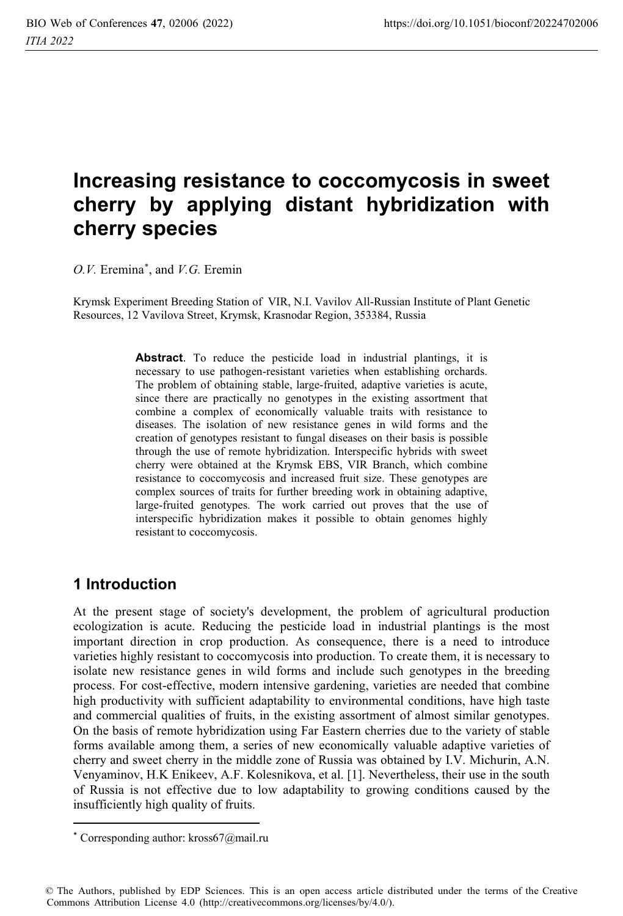# Increasing resistance to coccomycosis in sweet cherry by applying distant hybridization with cherry species

*O.V.* Eremina[*], and *V.G.* Eremin

Krymsk Experiment Breeding Station of VIR, N.I. Vavilov All-Russian Institute of Plant Genetic Resources, 12 Vavilova Street, Krymsk, Krasnodar Region, 353384, Russia

**Abstract**. To reduce the pesticide load in industrial plantings, it is necessary to use pathogen-resistant varieties when establishing orchards. The problem of obtaining stable, large-fruited, adaptive varieties is acute, since there are practically no genotypes in the existing assortment that combine a complex of economically valuable traits with resistance to diseases. The isolation of new resistance genes in wild forms and the creation of genotypes resistant to fungal diseases on their basis is possible through the use of remote hybridization. Interspecific hybrids with sweet cherry were obtained at the Krymsk EBS, VIR Branch, which combine resistance to coccomycosis and increased fruit size. These genotypes are complex sources of traits for further breeding work in obtaining adaptive, large-fruited genotypes. The work carried out proves that the use of interspecific hybridization makes it possible to obtain genomes highly resistant to coccomycosis.

## 1 Introduction

At the present stage of society's development, the problem of agricultural production ecologization is acute. Reducing the pesticide load in industrial plantings is the most important direction in crop production. As consequence, there is a need to introduce varieties highly resistant to coccomycosis into production. To create them, it is necessary to isolate new resistance genes in wild forms and include such genotypes in the breeding process. For cost-effective, modern intensive gardening, varieties are needed that combine high productivity with sufficient adaptability to environmental conditions, have high taste and commercial qualities of fruits, in the existing assortment of almost similar genotypes. On the basis of remote hybridization using Far Eastern cherries due to the variety of stable forms available among them, a series of new economically valuable adaptive varieties of cherry and sweet cherry in the middle zone of Russia was obtained by I.V. Michurin, A.N. Venyaminov, H.K Enikeev, A.F. Kolesnikova, et al. [1]. Nevertheless, their use in the south of Russia is not effective due to low adaptability to growing conditions caused by the insufficiently high quality of fruits.

[*] Corresponding author: kross67@mail.ru

© The Authors, published by EDP Sciences. This is an open access article distributed under the terms of the Creative Commons Attribution License 4.0 (http://creativecommons.org/licenses/by/4.0/).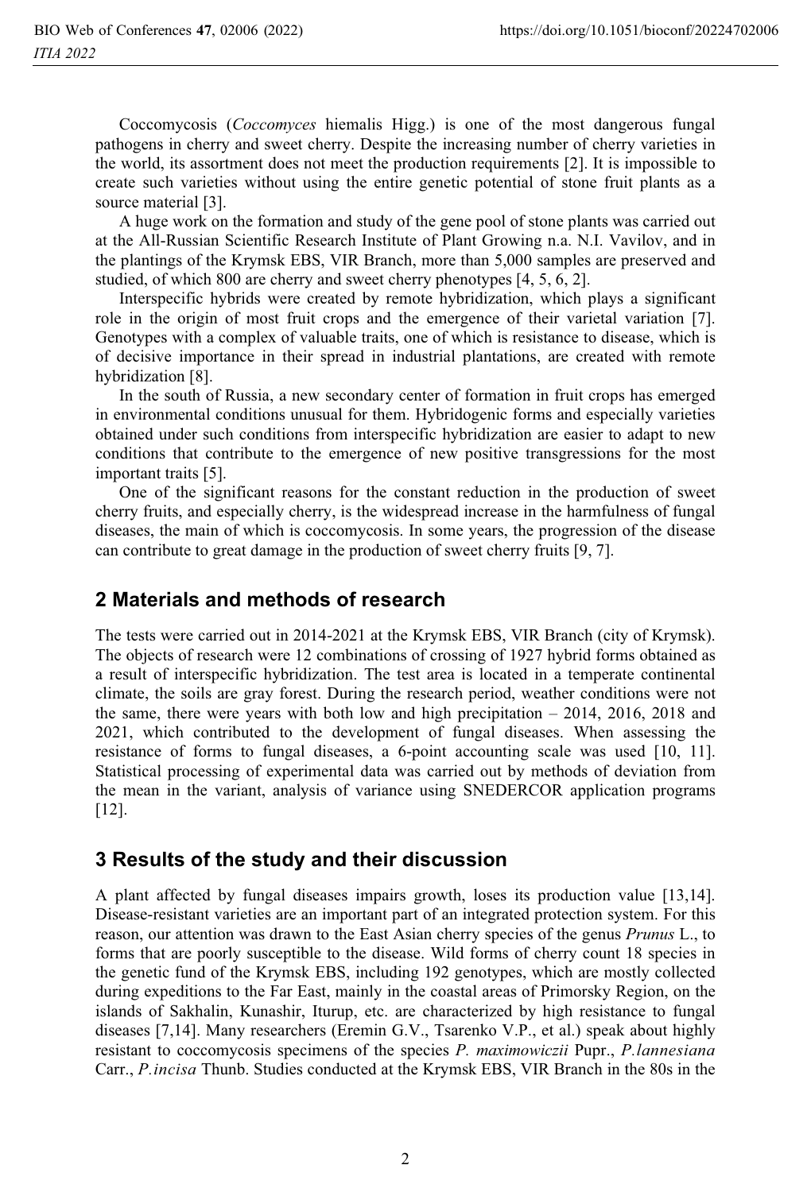Coccomycosis (*Coccomyces* hiemalis Higg.) is one of the most dangerous fungal pathogens in cherry and sweet cherry. Despite the increasing number of cherry varieties in the world, its assortment does not meet the production requirements [2]. It is impossible to create such varieties without using the entire genetic potential of stone fruit plants as a source material [3].

A huge work on the formation and study of the gene pool of stone plants was carried out at the All-Russian Scientific Research Institute of Plant Growing n.a. N.I. Vavilov, and in the plantings of the Krymsk EBS, VIR Branch, more than 5,000 samples are preserved and studied, of which 800 are cherry and sweet cherry phenotypes [4, 5, 6, 2].

Interspecific hybrids were created by remote hybridization, which plays a significant role in the origin of most fruit crops and the emergence of their varietal variation [7]. Genotypes with a complex of valuable traits, one of which is resistance to disease, which is of decisive importance in their spread in industrial plantations, are created with remote hybridization [8].

In the south of Russia, a new secondary center of formation in fruit crops has emerged in environmental conditions unusual for them. Hybridogenic forms and especially varieties obtained under such conditions from interspecific hybridization are easier to adapt to new conditions that contribute to the emergence of new positive transgressions for the most important traits [5].

One of the significant reasons for the constant reduction in the production of sweet cherry fruits, and especially cherry, is the widespread increase in the harmfulness of fungal diseases, the main of which is coccomycosis. In some years, the progression of the disease can contribute to great damage in the production of sweet cherry fruits [9, 7].

## 2 Materials and methods of research

The tests were carried out in 2014-2021 at the Krymsk EBS, VIR Branch (city of Krymsk). The objects of research were 12 combinations of crossing of 1927 hybrid forms obtained as a result of interspecific hybridization. The test area is located in a temperate continental climate, the soils are gray forest. During the research period, weather conditions were not the same, there were years with both low and high precipitation – 2014, 2016, 2018 and 2021, which contributed to the development of fungal diseases. When assessing the resistance of forms to fungal diseases, a 6-point accounting scale was used [10, 11]. Statistical processing of experimental data was carried out by methods of deviation from the mean in the variant, analysis of variance using SNEDERCOR application programs [12].

## 3 Results of the study and their discussion

A plant affected by fungal diseases impairs growth, loses its production value [13,14]. Disease-resistant varieties are an important part of an integrated protection system. For this reason, our attention was drawn to the East Asian cherry species of the genus *Prunus* L., to forms that are poorly susceptible to the disease. Wild forms of cherry count 18 species in the genetic fund of the Krymsk EBS, including 192 genotypes, which are mostly collected during expeditions to the Far East, mainly in the coastal areas of Primorsky Region, on the islands of Sakhalin, Kunashir, Iturup, etc. are characterized by high resistance to fungal diseases [7,14]. Many researchers (Eremin G.V., Tsarenko V.P., et al.) speak about highly resistant to coccomycosis specimens of the species *P. maximowiczii* Pupr., *P.lannesiana* Carr., *P.incisa* Thunb. Studies conducted at the Krymsk EBS, VIR Branch in the 80s in the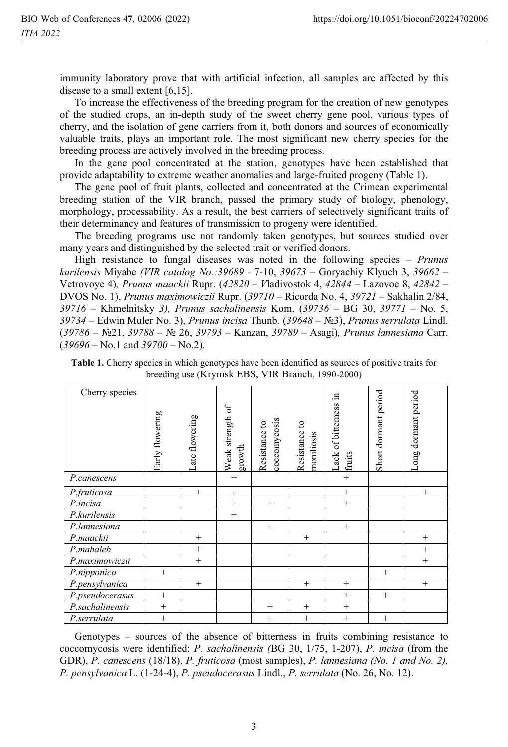immunity laboratory prove that with artificial infection, all samples are affected by this disease to a small extent [6,15].

To increase the effectiveness of the breeding program for the creation of new genotypes of the studied crops, an in-depth study of the sweet cherry gene pool, various types of cherry, and the isolation of gene carriers from it, both donors and sources of economically valuable traits, plays an important role. The most significant new cherry species for the breeding process are actively involved in the breeding process.

In the gene pool concentrated at the station, genotypes have been established that provide adaptability to extreme weather anomalies and large-fruited progeny (Table 1).

The gene pool of fruit plants, collected and concentrated at the Crimean experimental breeding station of the VIR branch, passed the primary study of biology, phenology, morphology, processability. As a result, the best carriers of selectively significant traits of their determinancy and features of transmission to progeny were identified.

The breeding programs use not randomly taken genotypes, but sources studied over many years and distinguished by the selected trait or verified donors.

High resistance to fungal diseases was noted in the following species – *Prunus kurilensis* Miyabe *(VIR catalog No.:39689* - 7-10, *39673* – Goryachiy Klyuch 3, *39662* – Vetrovoye 4*)*, *Prunus maackii* Rupr. (*42820* – *V*ladivostok 4, *42844* – Lazovoe 8, *42842* – DVOS No. 1), *Prunus maximowiczii* Rupr. (*39710* – Ricorda No. 4, *39721* – Sakhalin 2/84, *39716* – Khmelnitsky *3), Prunus sachalinensis* Kom. (*39736* – BG 30, *39771* – No. 5, *39734* – Edwin Muler No. 3), *Prunus incisa* Thunb*.* (*39648* – №3), *Prunus serrulata* Lindl. (*39786* – №21, *39788* – № 26, *39793* – Kanzan, *39789* – Asagi)*, Prunus lannesiana* Carr. (*39696* – No.1 and *39700* – No.2)*.*

**Table 1.** Cherry species in which genotypes have been identified as sources of positive traits for breeding use (Krymsk EBS, VIR Branch, 1990-2000)

| Cherry species | Early flowering | Late flowering | Weak strength of growth | Resistance to coccomycosis | Resistance to moniliosis | Lack of bitterness in fruits | Short dormant period | Long dormant period |
|---|---|---|---|---|---|---|---|---|
| *P.canescens* | | | + | | | + | | |
| *P.fruticosa* | | + | + | | | + | | + |
| *P.incisa* | | | + | + | | + | | |
| *P.kurilensis* | | | + | | | | | |
| *P.lannesiana* | | | | + | | + | | |
| *P.maackii* | | + | | | + | | | + |
| *P.mahaleb* | | + | | | | | | + |
| *P.maximowiczii* | | + | | | | | | + |
| *P.nipponica* | + | | | | | | + | |
| *P.pensylvanica* | | + | | | + | + | | + |
| *P.pseudocerasus* | + | | | | | + | + | |
| *P.sachalinensis* | + | | | + | + | + | | |
| *P.serrulata* | + | | | + | + | + | + | |

Genotypes – sources of the absence of bitterness in fruits combining resistance to coccomycosis were identified: *P. sachalinensis (*BG 30, 1/75, 1-207), *P. incisa* (from the GDR), *P. canescens* (18/18), *P. fruticosa* (most samples), *P. lannesiana (No. 1 and No. 2)*, *P. pensylvanica* L. (1-24-4), *P. pseudocerasus* Lindl., *P. serrulata* (No. 26, No. 12).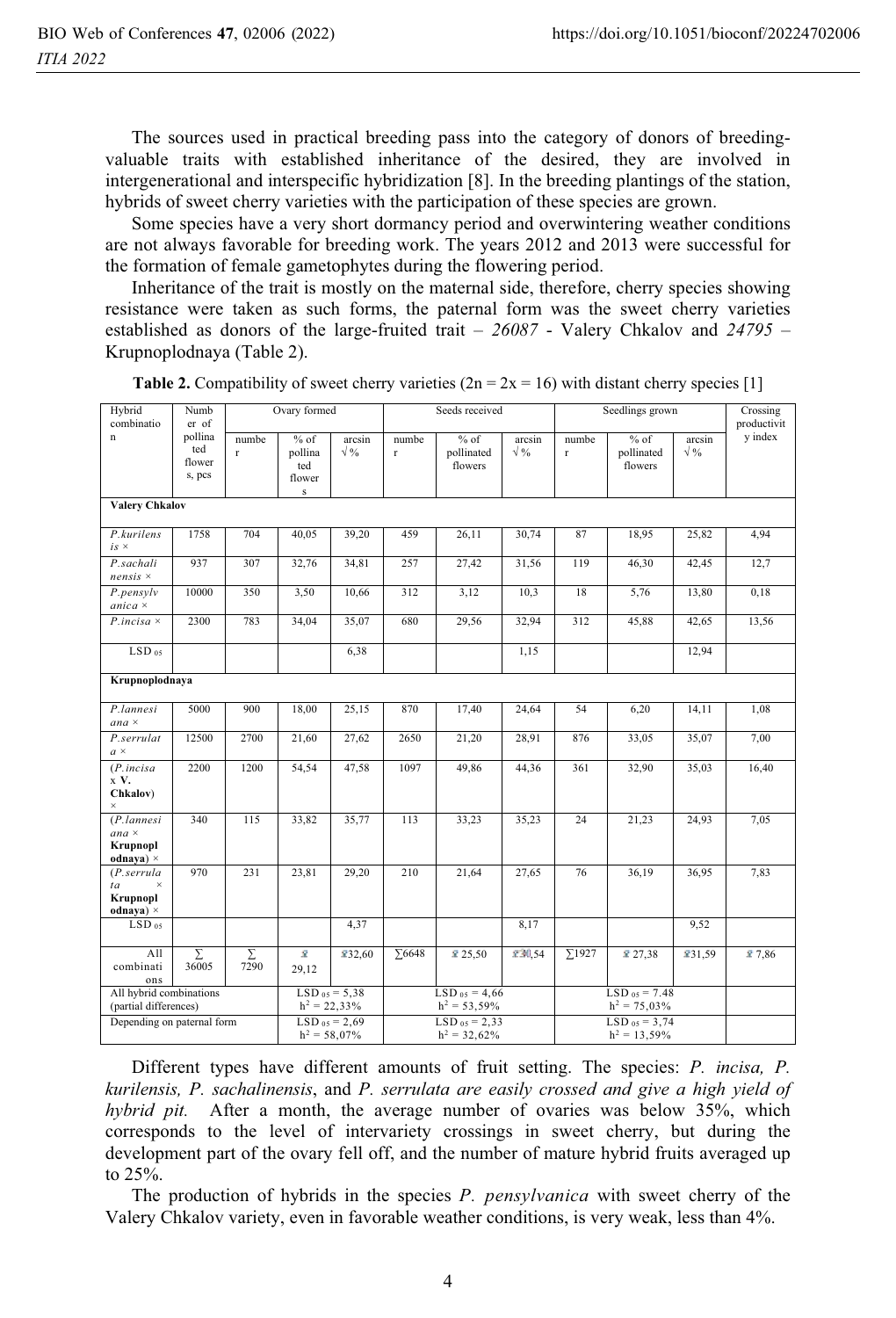The sources used in practical breeding pass into the category of donors of breeding-valuable traits with established inheritance of the desired, they are involved in intergenerational and interspecific hybridization [8]. In the breeding plantings of the station, hybrids of sweet cherry varieties with the participation of these species are grown.

Some species have a very short dormancy period and overwintering weather conditions are not always favorable for breeding work. The years 2012 and 2013 were successful for the formation of female gametophytes during the flowering period.

Inheritance of the trait is mostly on the maternal side, therefore, cherry species showing resistance were taken as such forms, the paternal form was the sweet cherry varieties established as donors of the large-fruited trait – *26087* - Valery Chkalov and *24795* – Krupnoplodnaya (Table 2).

**Table 2.** Compatibility of sweet cherry varieties ($2n = 2x = 16$) with distant cherry species [1]

| Hybrid combination | Number of pollinated flowers, pcs | Ovary formed | | | Seeds received | | | Seedlings grown | | | Crossing productivity index |
|---|---|---|---|---|---|---|---|---|---|---|---|
| | | number | % of pollinated flowers | arcsin √% | number | % of pollinated flowers | arcsin √% | number | % of pollinated flowers | arcsin √% | |
| **Valery Chkalov** | | | | | | | | | | | |
| *P.kurilensis* × | 1758 | 704 | 40,05 | 39,20 | 459 | 26,11 | 30,74 | 87 | 18,95 | 25,82 | 4,94 |
| *P.sachalinensis* × | 937 | 307 | 32,76 | 34,81 | 257 | 27,42 | 31,56 | 119 | 46,30 | 42,45 | 12,7 |
| *P.pensylvanica* × | 10000 | 350 | 3,50 | 10,66 | 312 | 3,12 | 10,3 | 18 | 5,76 | 13,80 | 0,18 |
| *P.incisa* × | 2300 | 783 | 34,04 | 35,07 | 680 | 29,56 | 32,94 | 312 | 45,88 | 42,65 | 13,56 |
| $LSD_{05}$ | | | | 6,38 | | | 1,15 | | | 12,94 | |
| **Krupnoplodnaya** | | | | | | | | | | | |
| *P.lannesiana* × | 5000 | 900 | 18,00 | 25,15 | 870 | 17,40 | 24,64 | 54 | 6,20 | 14,11 | 1,08 |
| *P.serrulata* × | 12500 | 2700 | 21,60 | 27,62 | 2650 | 21,20 | 28,91 | 876 | 33,05 | 35,07 | 7,00 |
| (*P.incisa* x **V. Chkalov**) × | 2200 | 1200 | 54,54 | 47,58 | 1097 | 49,86 | 44,36 | 361 | 32,90 | 35,03 | 16,40 |
| (*P.lannesiana* × **Krupnoplodnaya**) × | 340 | 115 | 33,82 | 35,77 | 113 | 33,23 | 35,23 | 24 | 21,23 | 24,93 | 7,05 |
| (*P.serrulata* × **Krupnoplodnaya**) × | 970 | 231 | 23,81 | 29,20 | 210 | 21,64 | 27,65 | 76 | 36,19 | 36,95 | 7,83 |
| $LSD_{05}$ | | | | 4,37 | | | 8,17 | | | 9,52 | |
| All combinations | ∑ 36005 | ∑ 7290 | 29,12 | 32,60 | ∑6648 | 25,50 | 30,54 | ∑1927 | 27,38 | 31,59 | 7,86 |
| All hybrid combinations (partial differences) | | $LSD_{05} = 5,38$ $h^2 = 22,33\%$ | | | $LSD_{05} = 4,66$ $h^2 = 53,59\%$ | | | $LSD_{05} = 7.48$ $h^2 = 75,03\%$ | | | |
| Depending on paternal form | | $LSD_{05} = 2,69$ $h^2 = 58,07\%$ | | | $LSD_{05} = 2,33$ $h^2 = 32,62\%$ | | | $LSD_{05} = 3,74$ $h^2 = 13,59\%$ | | | |

Different types have different amounts of fruit setting. The species: *P. incisa, P. kurilensis, P. sachalinensis*, and *P. serrulata are easily crossed and give a high yield of hybrid pit.* After a month, the average number of ovaries was below 35%, which corresponds to the level of intervariety crossings in sweet cherry, but during the development part of the ovary fell off, and the number of mature hybrid fruits averaged up to 25%.

The production of hybrids in the species *P. pensylvanica* with sweet cherry of the Valery Chkalov variety, even in favorable weather conditions, is very weak, less than 4%.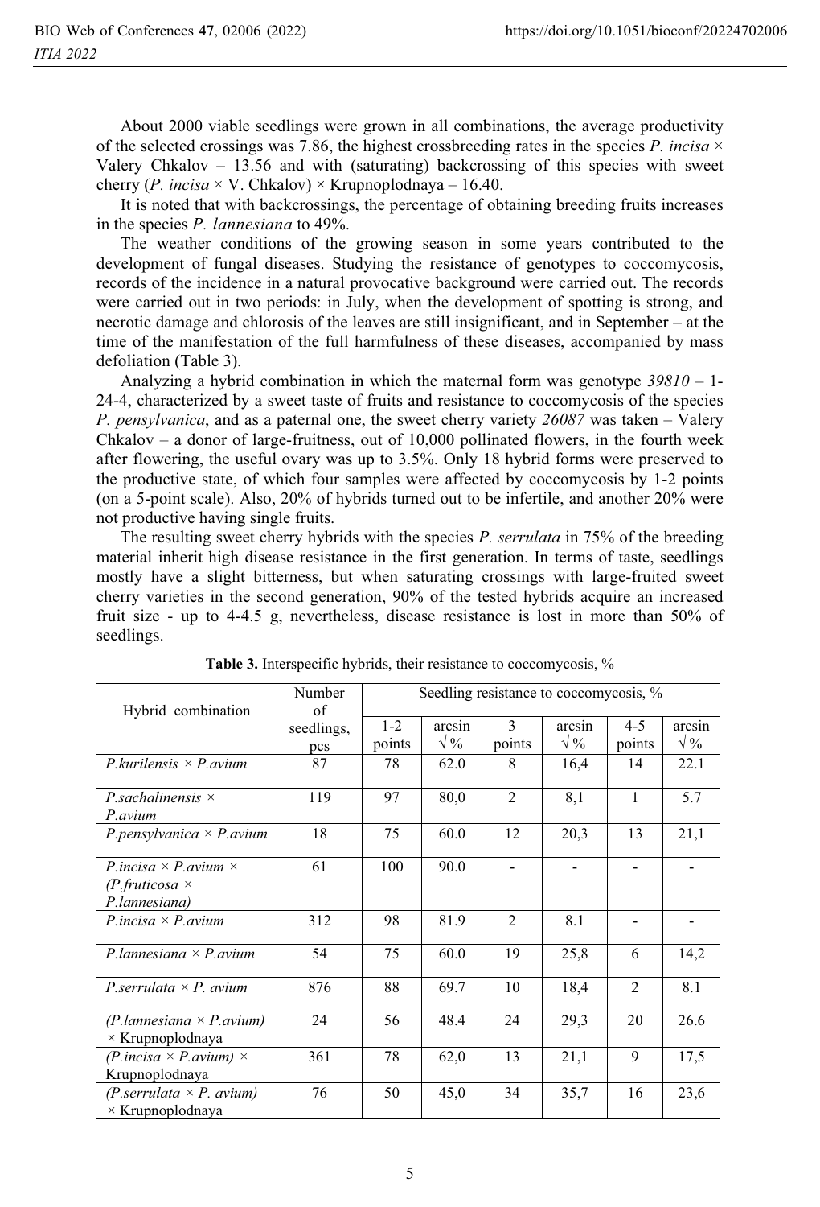About 2000 viable seedlings were grown in all combinations, the average productivity of the selected crossings was 7.86, the highest crossbreeding rates in the species *P. incisa* × Valery Chkalov – 13.56 and with (saturating) backcrossing of this species with sweet cherry (*P. incisa* × V. Chkalov) × Krupnoplodnaya – 16.40.

It is noted that with backcrossings, the percentage of obtaining breeding fruits increases in the species *P. lannesiana* to 49%.

The weather conditions of the growing season in some years contributed to the development of fungal diseases. Studying the resistance of genotypes to coccomycosis, records of the incidence in a natural provocative background were carried out. The records were carried out in two periods: in July, when the development of spotting is strong, and necrotic damage and chlorosis of the leaves are still insignificant, and in September – at the time of the manifestation of the full harmfulness of these diseases, accompanied by mass defoliation (Table 3).

Analyzing a hybrid combination in which the maternal form was genotype *39810* – 1-24-4, characterized by a sweet taste of fruits and resistance to coccomycosis of the species *P. pensylvanica*, and as a paternal one, the sweet cherry variety *26087* was taken – Valery Chkalov – a donor of large-fruitness, out of 10,000 pollinated flowers, in the fourth week after flowering, the useful ovary was up to 3.5%. Only 18 hybrid forms were preserved to the productive state, of which four samples were affected by coccomycosis by 1-2 points (on a 5-point scale). Also, 20% of hybrids turned out to be infertile, and another 20% were not productive having single fruits.

The resulting sweet cherry hybrids with the species *P. serrulata* in 75% of the breeding material inherit high disease resistance in the first generation. In terms of taste, seedlings mostly have a slight bitterness, but when saturating crossings with large-fruited sweet cherry varieties in the second generation, 90% of the tested hybrids acquire an increased fruit size - up to 4-4.5 g, nevertheless, disease resistance is lost in more than 50% of seedlings.

**Table 3.** Interspecific hybrids, their resistance to coccomycosis, %

| Hybrid combination | Number of seedlings, pcs | Seedling resistance to coccomycosis, % | | | | | |
|---|---|---|---|---|---|---|---|
| | | 1-2 points | arcsin √% | 3 points | arcsin √% | 4-5 points | arcsin √% |
| *P.kurilensis × P.avium* | 87 | 78 | 62.0 | 8 | 16,4 | 14 | 22.1 |
| *P.sachalinensis × P.avium* | 119 | 97 | 80,0 | 2 | 8,1 | 1 | 5.7 |
| *P.pensylvanica × P.avium* | 18 | 75 | 60.0 | 12 | 20,3 | 13 | 21,1 |
| *P.incisa × P.avium × (P.fruticosa × P.lannesiana)* | 61 | 100 | 90.0 | - | - | - | - |
| *P.incisa × P.avium* | 312 | 98 | 81.9 | 2 | 8.1 | - | - |
| *P.lannesiana × P.avium* | 54 | 75 | 60.0 | 19 | 25,8 | 6 | 14,2 |
| *P.serrulata × P. avium* | 876 | 88 | 69.7 | 10 | 18,4 | 2 | 8.1 |
| *(P.lannesiana × P.avium)* × Krupnoplodnaya | 24 | 56 | 48.4 | 24 | 29,3 | 20 | 26.6 |
| *(P.incisa × P.avium)* × Krupnoplodnaya | 361 | 78 | 62,0 | 13 | 21,1 | 9 | 17,5 |
| *(P.serrulata × P. avium)* × Krupnoplodnaya | 76 | 50 | 45,0 | 34 | 35,7 | 16 | 23,6 |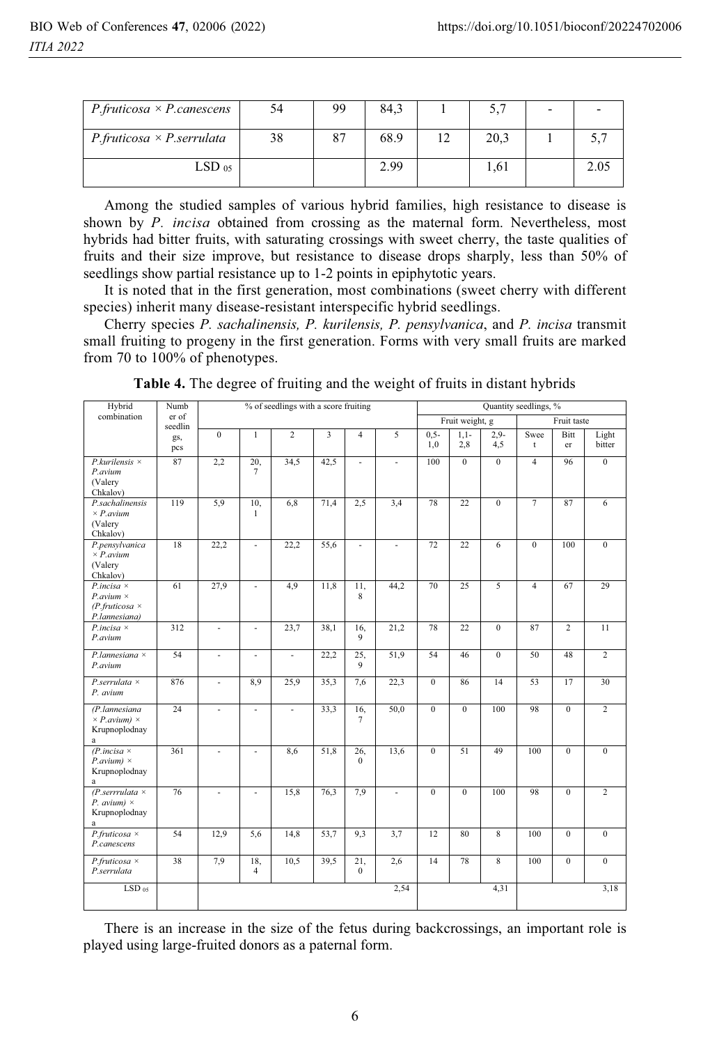| | | | | | | | |
|---|---|---|---|---|---|---|---|
| *P.fruticosa × P.canescens* | 54 | 99 | 84,3 | 1 | 5,7 | - | - |
| *P.fruticosa × P.serrulata* | 38 | 87 | 68.9 | 12 | 20,3 | 1 | 5,7 |
| $LSD_{05}$ | | | 2.99 | | 1,61 | | 2.05 |

Among the studied samples of various hybrid families, high resistance to disease is shown by *P. incisa* obtained from crossing as the maternal form. Nevertheless, most hybrids had bitter fruits, with saturating crossings with sweet cherry, the taste qualities of fruits and their size improve, but resistance to disease drops sharply, less than 50% of seedlings show partial resistance up to 1-2 points in epiphytotic years.

It is noted that in the first generation, most combinations (sweet cherry with different species) inherit many disease-resistant interspecific hybrid seedlings.

Cherry species *P. sachalinensis, P. kurilensis, P. pensylvanica*, and *P. incisa* transmit small fruiting to progeny in the first generation. Forms with very small fruits are marked from 70 to 100% of phenotypes.

**Table 4.** The degree of fruiting and the weight of fruits in distant hybrids

| Hybrid combination | Number of seedlings, pcs | % of seedlings with a score fruiting | | | | | | Quantity seedlings, % | | | | | |
|---|---|---|---|---|---|---|---|---|---|---|---|---|---|
| | | | | | | | | Fruit weight, g | | | Fruit taste | | |
| | | 0 | 1 | 2 | 3 | 4 | 5 | 0,5-1,0 | 1,1-2,8 | 2,9-4,5 | Sweet | Bitter | Light bitter |
| *P.kurilensis × P.avium* (Valery Chkalov) | 87 | 2,2 | 20,7 | 34,5 | 42,5 | - | - | 100 | 0 | 0 | 4 | 96 | 0 |
| *P.sachalinensis × P.avium* (Valery Chkalov) | 119 | 5,9 | 10,1 | 6,8 | 71,4 | 2,5 | 3,4 | 78 | 22 | 0 | 7 | 87 | 6 |
| *P.pensylvanica × P.avium* (Valery Chkalov) | 18 | 22,2 | - | 22,2 | 55,6 | - | - | 72 | 22 | 6 | 0 | 100 | 0 |
| *P.incisa × P.avium × (P.fruticosa × P.lannesiana)* | 61 | 27,9 | - | 4,9 | 11,8 | 11,8 | 44,2 | 70 | 25 | 5 | 4 | 67 | 29 |
| *P.incisa × P.avium* | 312 | - | - | 23,7 | 38,1 | 16,9 | 21,2 | 78 | 22 | 0 | 87 | 2 | 11 |
| *P.lannesiana × P.avium* | 54 | - | - | - | 22,2 | 25,9 | 51,9 | 54 | 46 | 0 | 50 | 48 | 2 |
| *P.serrulata × P. avium* | 876 | - | 8,9 | 25,9 | 35,3 | 7,6 | 22,3 | 0 | 86 | 14 | 53 | 17 | 30 |
| *(P.lannesiana × P.avium) ×* Krupnoplodnaya | 24 | - | - | - | 33,3 | 16,7 | 50,0 | 0 | 0 | 100 | 98 | 0 | 2 |
| *(P.incisa × P.avium) ×* Krupnoplodnaya | 361 | - | - | 8,6 | 51,8 | 26,0 | 13,6 | 0 | 51 | 49 | 100 | 0 | 0 |
| *(P.serrrulata × P. avium) ×* Krupnoplodnaya | 76 | - | - | 15,8 | 76,3 | 7,9 | - | 0 | 0 | 100 | 98 | 0 | 2 |
| *P.fruticosa × P.canescens* | 54 | 12,9 | 5,6 | 14,8 | 53,7 | 9,3 | 3,7 | 12 | 80 | 8 | 100 | 0 | 0 |
| *P.fruticosa × P.serrulata* | 38 | 7,9 | 18,4 | 10,5 | 39,5 | 21,0 | 2,6 | 14 | 78 | 8 | 100 | 0 | 0 |
| $LSD_{05}$ | | | | | | | 2,54 | | | 4,31 | | | 3,18 |

There is an increase in the size of the fetus during backcrossings, an important role is played using large-fruited donors as a paternal form.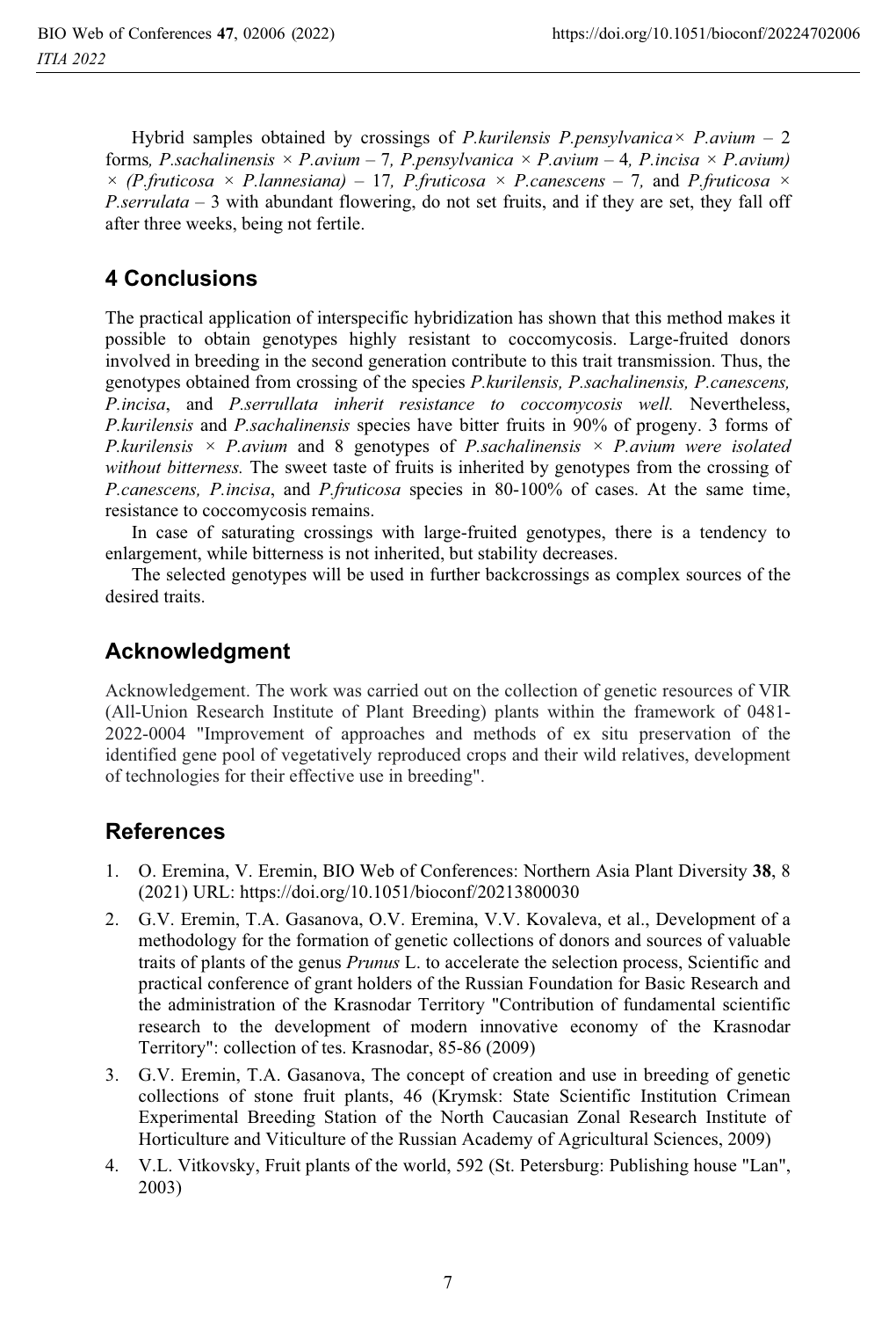Hybrid samples obtained by crossings of *P.kurilensis P.pensylvanica× P.avium* – 2 forms*, P.sachalinensis × P.avium* – 7*, P.pensylvanica × P.avium* – 4*, P.incisa × P.avium) × (P.fruticosa × P.lannesiana)* – 17*, P.fruticosa × P.canescens* – 7*,* and *P.fruticosa × P.serrulata* – 3 with abundant flowering, do not set fruits, and if they are set, they fall off after three weeks, being not fertile.

## 4 Conclusions

The practical application of interspecific hybridization has shown that this method makes it possible to obtain genotypes highly resistant to coccomycosis. Large-fruited donors involved in breeding in the second generation contribute to this trait transmission. Thus, the genotypes obtained from crossing of the species *P.kurilensis, P.sachalinensis, P.canescens, P.incisa*, and *P.serrullata inherit resistance to coccomycosis well.* Nevertheless, *P.kurilensis* and *P.sachalinensis* species have bitter fruits in 90% of progeny. 3 forms of *P.kurilensis × P.avium* and 8 genotypes of *P.sachalinensis × P.avium were isolated without bitterness.* The sweet taste of fruits is inherited by genotypes from the crossing of *P.canescens, P.incisa*, and *P.fruticosa* species in 80-100% of cases. At the same time, resistance to coccomycosis remains.

In case of saturating crossings with large-fruited genotypes, there is a tendency to enlargement, while bitterness is not inherited, but stability decreases.

The selected genotypes will be used in further backcrossings as complex sources of the desired traits.

## Acknowledgment

Acknowledgement. The work was carried out on the collection of genetic resources of VIR (All-Union Research Institute of Plant Breeding) plants within the framework of 0481-2022-0004 "Improvement of approaches and methods of ex situ preservation of the identified gene pool of vegetatively reproduced crops and their wild relatives, development of technologies for their effective use in breeding".

## References

1. O. Eremina, V. Eremin, BIO Web of Conferences: Northern Asia Plant Diversity **38**, 8 (2021) URL: https://doi.org/10.1051/bioconf/20213800030
2. G.V. Eremin, T.A. Gasanova, O.V. Eremina, V.V. Kovaleva, et al., Development of a methodology for the formation of genetic collections of donors and sources of valuable traits of plants of the genus *Prunus* L. to accelerate the selection process, Scientific and practical conference of grant holders of the Russian Foundation for Basic Research and the administration of the Krasnodar Territory "Contribution of fundamental scientific research to the development of modern innovative economy of the Krasnodar Territory": collection of tes. Krasnodar, 85-86 (2009)
3. G.V. Eremin, T.A. Gasanova, The concept of creation and use in breeding of genetic collections of stone fruit plants, 46 (Krymsk: State Scientific Institution Crimean Experimental Breeding Station of the North Caucasian Zonal Research Institute of Horticulture and Viticulture of the Russian Academy of Agricultural Sciences, 2009)
4. V.L. Vitkovsky, Fruit plants of the world, 592 (St. Petersburg: Publishing house "Lan", 2003)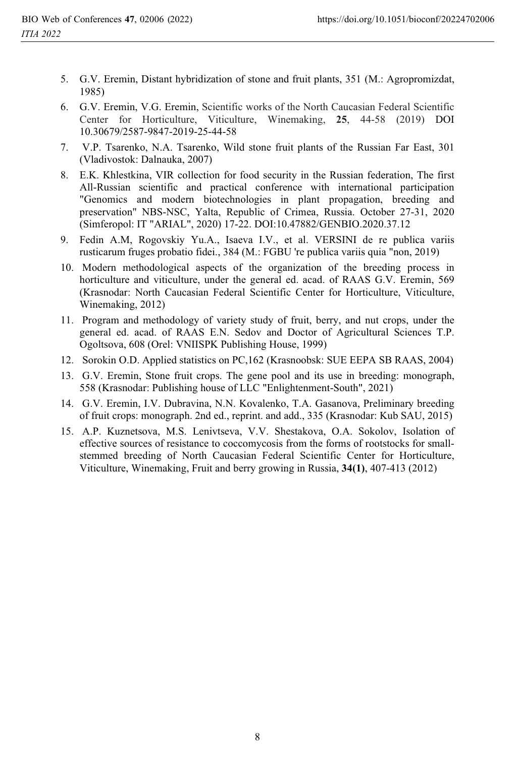5. G.V. Eremin, Distant hybridization of stone and fruit plants, 351 (M.: Agropromizdat, 1985)
6. G.V. Eremin, V.G. Eremin, Scientific works of the North Caucasian Federal Scientific Center for Horticulture, Viticulture, Winemaking, **25**, 44-58 (2019) DOI 10.30679/2587-9847-2019-25-44-58
7. V.P. Tsarenko, N.A. Tsarenko, Wild stone fruit plants of the Russian Far East, 301 (Vladivostok: Dalnauka, 2007)
8. E.K. Khlestkina, VIR collection for food security in the Russian federation, The first All-Russian scientific and practical conference with international participation "Genomics and modern biotechnologies in plant propagation, breeding and preservation" NBS-NSC, Yalta, Republic of Crimea, Russia. October 27-31, 2020 (Simferopol: IT "ARIAL", 2020) 17-22. DOI:10.47882/GENBIO.2020.37.12
9. Fedin A.M, Rogovskiy Yu.A., Isaeva I.V., et al. VERSINI de re publica variis rusticarum fruges probatio fidei., 384 (M.: FGBU 're publica variis quia "non, 2019)
10. Modern methodological aspects of the organization of the breeding process in horticulture and viticulture, under the general ed. acad. of RAAS G.V. Eremin, 569 (Krasnodar: North Caucasian Federal Scientific Center for Horticulture, Viticulture, Winemaking, 2012)
11. Program and methodology of variety study of fruit, berry, and nut crops, under the general ed. acad. of RAAS E.N. Sedov and Doctor of Agricultural Sciences T.P. Ogoltsova, 608 (Orel: VNIISPK Publishing House, 1999)
12. Sorokin O.D. Applied statistics on PC,162 (Krasnoobsk: SUE EEPA SB RAAS, 2004)
13. G.V. Eremin, Stone fruit crops. The gene pool and its use in breeding: monograph, 558 (Krasnodar: Publishing house of LLC "Enlightenment-South", 2021)
14. G.V. Eremin, I.V. Dubravina, N.N. Kovalenko, T.A. Gasanova, Preliminary breeding of fruit crops: monograph. 2nd ed., reprint. and add., 335 (Krasnodar: Kub SAU, 2015)
15. A.P. Kuznetsova, M.S. Lenivtseva, V.V. Shestakova, O.A. Sokolov, Isolation of effective sources of resistance to coccomycosis from the forms of rootstocks for small-stemmed breeding of North Caucasian Federal Scientific Center for Horticulture, Viticulture, Winemaking, Fruit and berry growing in Russia, **34(1)**, 407-413 (2012)